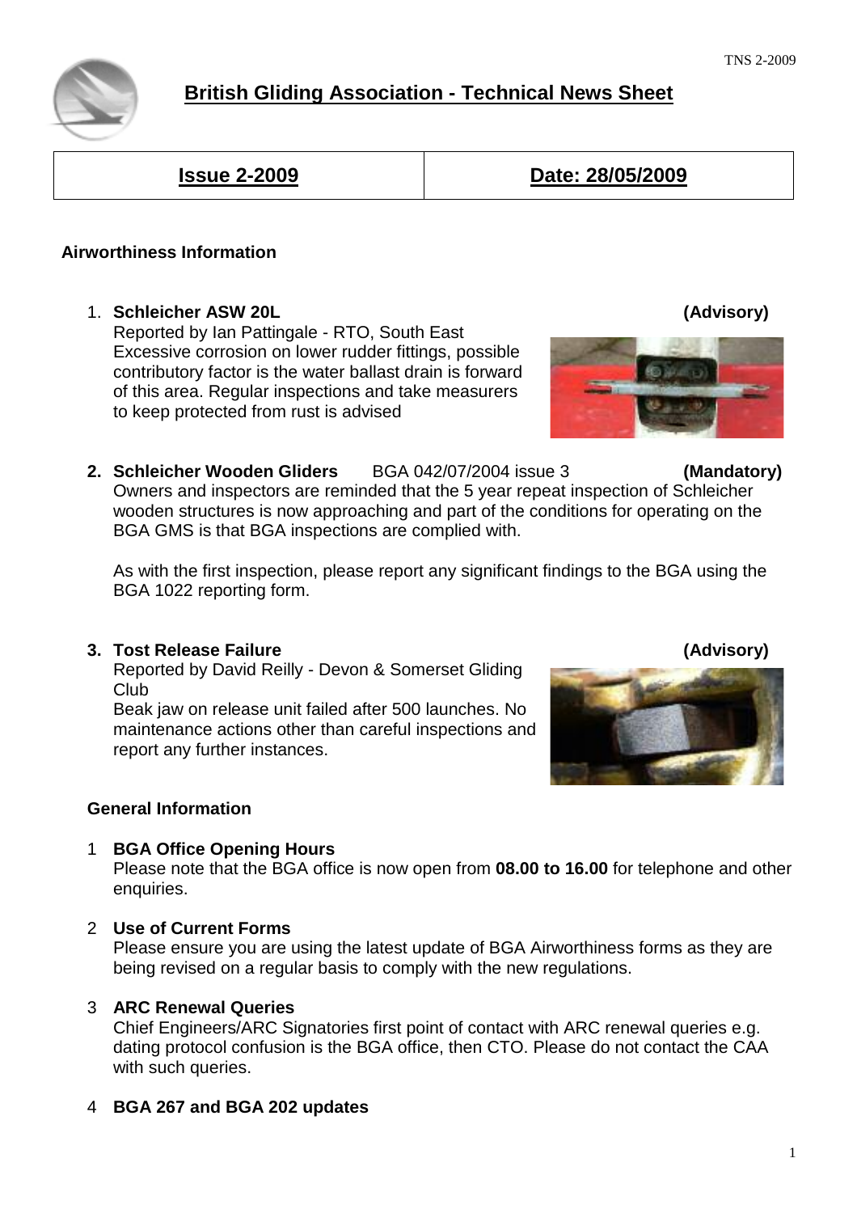# British Gliding Association - Technical News Sheet

| Issue 2-2009 | Date: 28/05/2009 |
|---|---|

## Airworthiness Information

1. **Schleicher ASW 20L** **(Advisory)**
   Reported by Ian Pattingale - RTO, South East
   Excessive corrosion on lower rudder fittings, possible contributory factor is the water ballast drain is forward of this area. Regular inspections and take measurers to keep protected from rust is advised

2. **Schleicher Wooden Gliders** BGA 042/07/2004 issue 3 **(Mandatory)**
   Owners and inspectors are reminded that the 5 year repeat inspection of Schleicher wooden structures is now approaching and part of the conditions for operating on the BGA GMS is that BGA inspections are complied with.

   As with the first inspection, please report any significant findings to the BGA using the BGA 1022 reporting form.

3. **Tost Release Failure** **(Advisory)**
   Reported by David Reilly - Devon & Somerset Gliding Club
   Beak jaw on release unit failed after 500 launches. No maintenance actions other than careful inspections and report any further instances.

### General Information

1. **BGA Office Opening Hours**
   Please note that the BGA office is now open from **08.00 to 16.00** for telephone and other enquiries.

2. **Use of Current Forms**
   Please ensure you are using the latest update of BGA Airworthiness forms as they are being revised on a regular basis to comply with the new regulations.

3. **ARC Renewal Queries**
   Chief Engineers/ARC Signatories first point of contact with ARC renewal queries e.g. dating protocol confusion is the BGA office, then CTO. Please do not contact the CAA with such queries.

4. **BGA 267 and BGA 202 updates**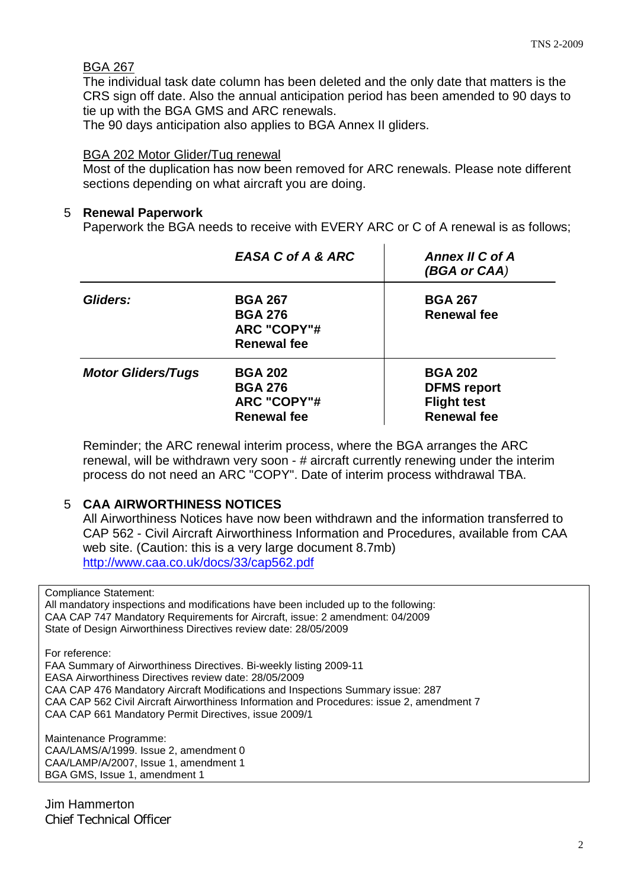BGA 267

The individual task date column has been deleted and the only date that matters is the CRS sign off date. Also the annual anticipation period has been amended to 90 days to tie up with the BGA GMS and ARC renewals.

The 90 days anticipation also applies to BGA Annex II gliders.

BGA 202 Motor Glider/Tug renewal

Most of the duplication has now been removed for ARC renewals. Please note different sections depending on what aircraft you are doing.

## 5 Renewal Paperwork

Paperwork the BGA needs to receive with EVERY ARC or C of A renewal is as follows;

| | ***EASA C of A & ARC*** | ***Annex II C of A (BGA or CAA)*** |
|---|---|---|
| ***Gliders:*** | **BGA 267**<br>**BGA 276**<br>**ARC "COPY"#**<br>**Renewal fee** | **BGA 267**<br>**Renewal fee** |
| ***Motor Gliders/Tugs*** | **BGA 202**<br>**BGA 276**<br>**ARC "COPY"#**<br>**Renewal fee** | **BGA 202**<br>**DFMS report**<br>**Flight test**<br>**Renewal fee** |

Reminder; the ARC renewal interim process, where the BGA arranges the ARC renewal, will be withdrawn very soon - # aircraft currently renewing under the interim process do not need an ARC "COPY". Date of interim process withdrawal TBA.

## 5 CAA AIRWORTHINESS NOTICES

All Airworthiness Notices have now been withdrawn and the information transferred to CAP 562 - Civil Aircraft Airworthiness Information and Procedures, available from CAA web site. (Caution: this is a very large document 8.7mb)
http://www.caa.co.uk/docs/33/cap562.pdf

Compliance Statement:
All mandatory inspections and modifications have been included up to the following:
CAA CAP 747 Mandatory Requirements for Aircraft, issue: 2 amendment: 04/2009
State of Design Airworthiness Directives review date: 28/05/2009

For reference:
FAA Summary of Airworthiness Directives. Bi-weekly listing 2009-11
EASA Airworthiness Directives review date: 28/05/2009
CAA CAP 476 Mandatory Aircraft Modifications and Inspections Summary issue: 287
CAA CAP 562 Civil Aircraft Airworthiness Information and Procedures: issue 2, amendment 7
CAA CAP 661 Mandatory Permit Directives, issue 2009/1

Maintenance Programme:
CAA/LAMS/A/1999. Issue 2, amendment 0
CAA/LAMP/A/2007, Issue 1, amendment 1
BGA GMS, Issue 1, amendment 1

Jim Hammerton
Chief Technical Officer